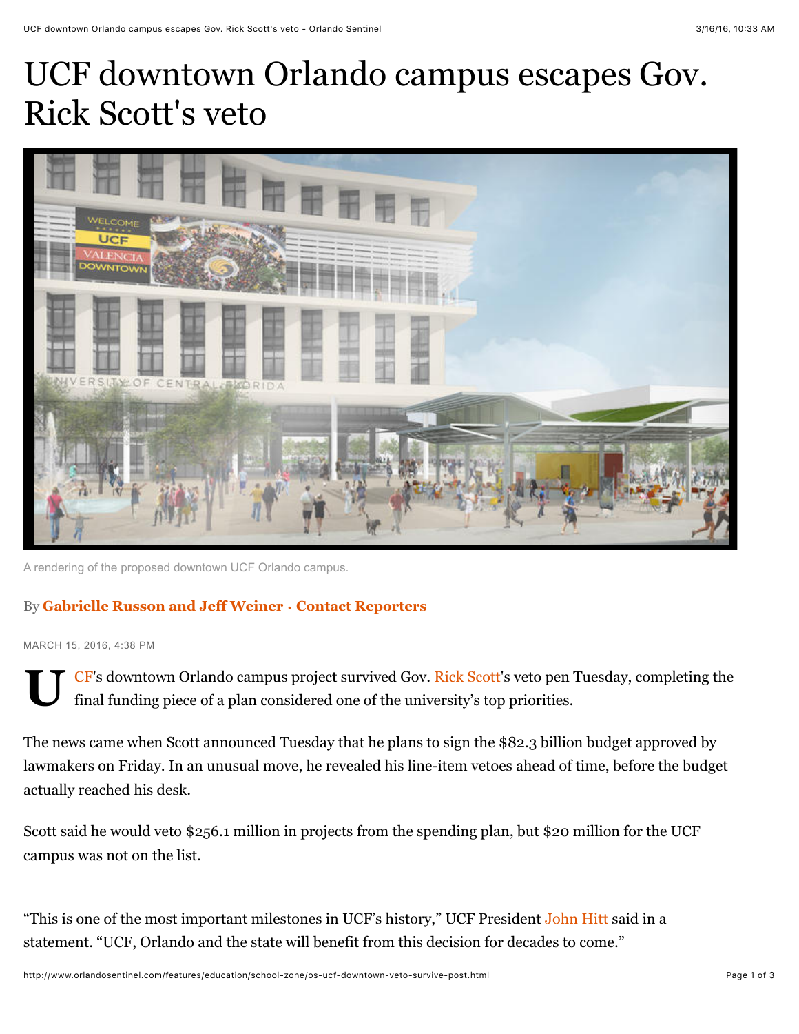# UCF downtown Orlando campus escapes Gov. Rick Scott's veto

A rendering of the proposed downtown UCF Orlando campus.

By **Gabrielle Russon and Jeff Weiner · Contact Reporters**

MARCH 15, 2016, 4:38 PM

UCF's downtown Orlando campus project survived Gov. Rick Scott's veto pen Tuesday, completing the final funding piece of a plan considered one of the university's top priorities.

The news came when Scott announced Tuesday that he plans to sign the $82.3 billion budget approved by lawmakers on Friday. In an unusual move, he revealed his line-item vetoes ahead of time, before the budget actually reached his desk.

Scott said he would veto $256.1 million in projects from the spending plan, but $20 million for the UCF campus was not on the list.

"This is one of the most important milestones in UCF's history," UCF President John Hitt said in a statement. "UCF, Orlando and the state will benefit from this decision for decades to come."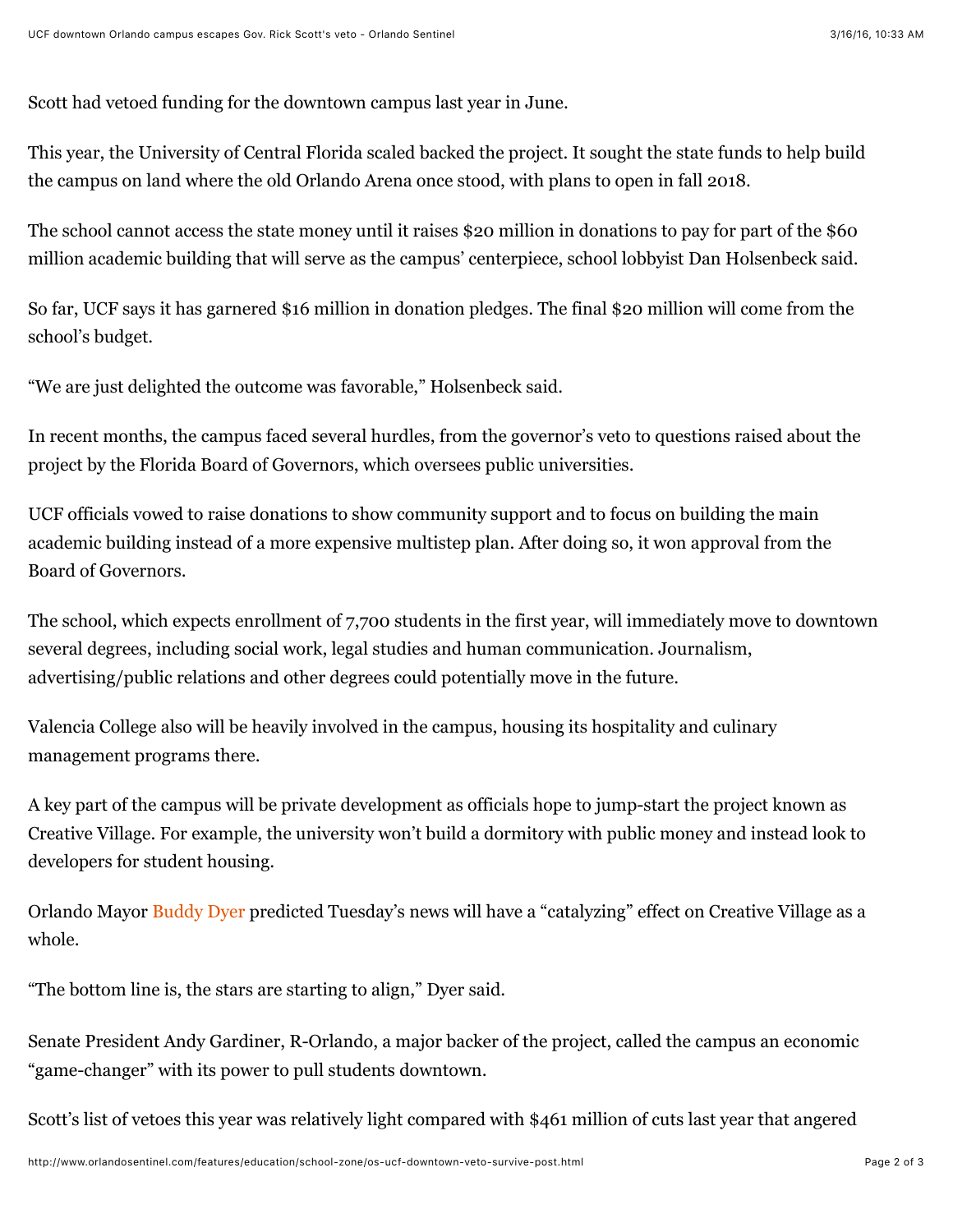Scott had vetoed funding for the downtown campus last year in June.

This year, the University of Central Florida scaled backed the project. It sought the state funds to help build the campus on land where the old Orlando Arena once stood, with plans to open in fall 2018.

The school cannot access the state money until it raises $20 million in donations to pay for part of the $60 million academic building that will serve as the campus' centerpiece, school lobbyist Dan Holsenbeck said.

So far, UCF says it has garnered $16 million in donation pledges. The final $20 million will come from the school's budget.

"We are just delighted the outcome was favorable," Holsenbeck said.

In recent months, the campus faced several hurdles, from the governor's veto to questions raised about the project by the Florida Board of Governors, which oversees public universities.

UCF officials vowed to raise donations to show community support and to focus on building the main academic building instead of a more expensive multistep plan. After doing so, it won approval from the Board of Governors.

The school, which expects enrollment of 7,700 students in the first year, will immediately move to downtown several degrees, including social work, legal studies and human communication. Journalism, advertising/public relations and other degrees could potentially move in the future.

Valencia College also will be heavily involved in the campus, housing its hospitality and culinary management programs there.

A key part of the campus will be private development as officials hope to jump-start the project known as Creative Village. For example, the university won't build a dormitory with public money and instead look to developers for student housing.

Orlando Mayor Buddy Dyer predicted Tuesday's news will have a "catalyzing" effect on Creative Village as a whole.

"The bottom line is, the stars are starting to align," Dyer said.

Senate President Andy Gardiner, R-Orlando, a major backer of the project, called the campus an economic "game-changer" with its power to pull students downtown.

Scott's list of vetoes this year was relatively light compared with $461 million of cuts last year that angered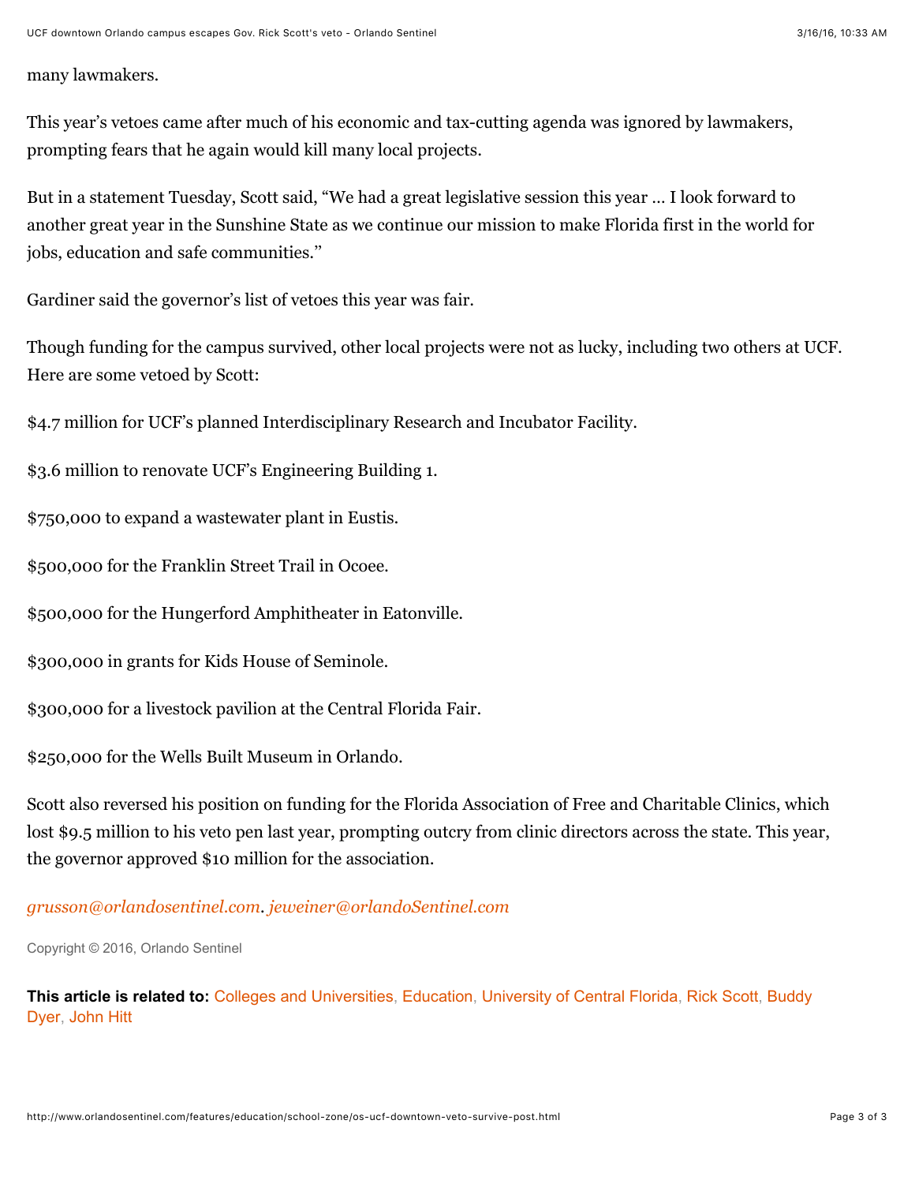many lawmakers.

This year's vetoes came after much of his economic and tax-cutting agenda was ignored by lawmakers, prompting fears that he again would kill many local projects.

But in a statement Tuesday, Scott said, "We had a great legislative session this year … I look forward to another great year in the Sunshine State as we continue our mission to make Florida first in the world for jobs, education and safe communities."

Gardiner said the governor's list of vetoes this year was fair.

Though funding for the campus survived, other local projects were not as lucky, including two others at UCF. Here are some vetoed by Scott:

$4.7 million for UCF's planned Interdisciplinary Research and Incubator Facility.

$3.6 million to renovate UCF's Engineering Building 1.

$750,000 to expand a wastewater plant in Eustis.

$500,000 for the Franklin Street Trail in Ocoee.

$500,000 for the Hungerford Amphitheater in Eatonville.

$300,000 in grants for Kids House of Seminole.

$300,000 for a livestock pavilion at the Central Florida Fair.

$250,000 for the Wells Built Museum in Orlando.

Scott also reversed his position on funding for the Florida Association of Free and Charitable Clinics, which lost $9.5 million to his veto pen last year, prompting outcry from clinic directors across the state. This year, the governor approved $10 million for the association.

*grusson@orlandosentinel.com. jeweiner@orlandoSentinel.com*

Copyright © 2016, Orlando Sentinel

**This article is related to:** Colleges and Universities, Education, University of Central Florida, Rick Scott, Buddy Dyer, John Hitt